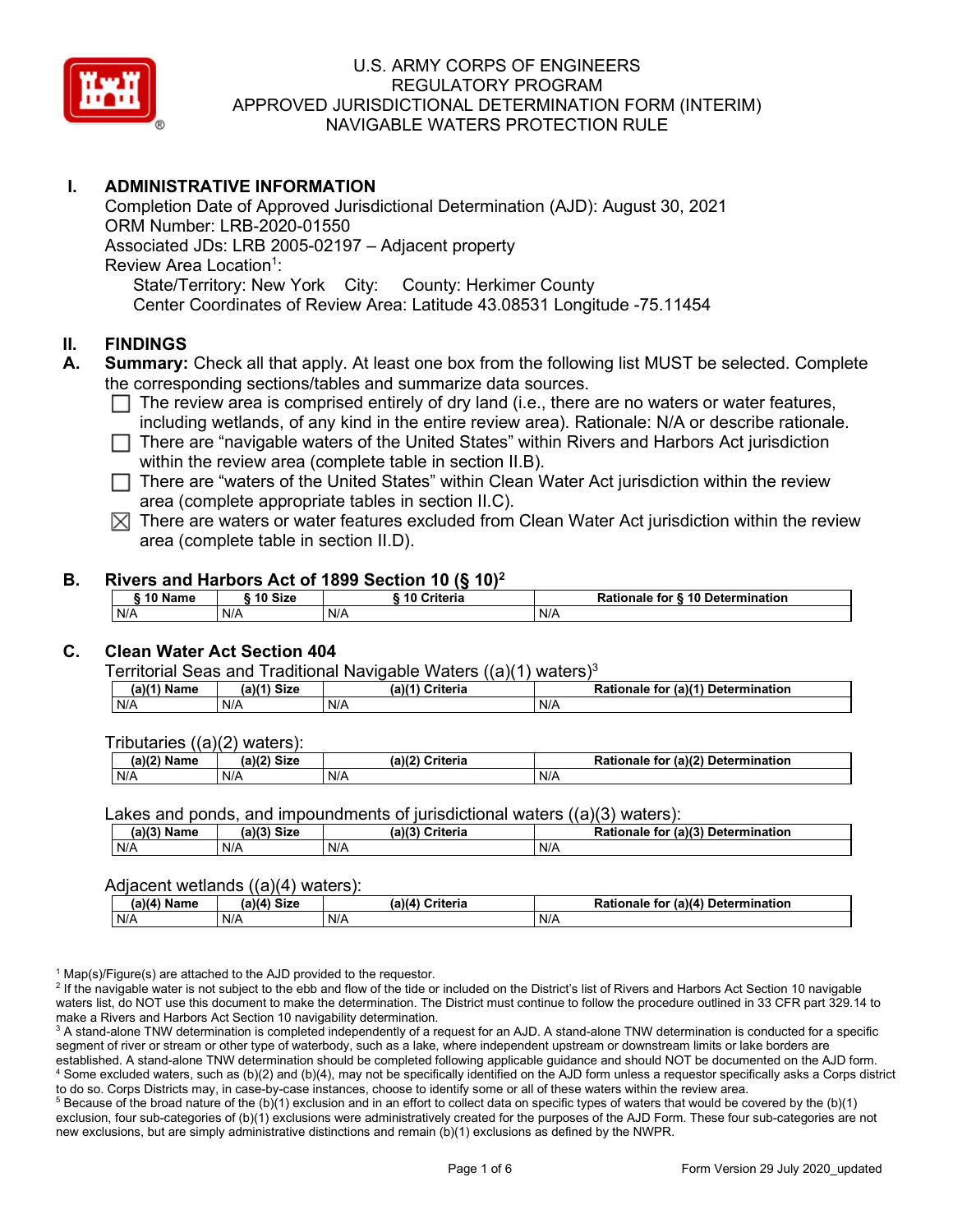# U.S. ARMY CORPS OF ENGINEERS
# REGULATORY PROGRAM
# APPROVED JURISDICTIONAL DETERMINATION FORM (INTERIM)
# NAVIGABLE WATERS PROTECTION RULE

## I. ADMINISTRATIVE INFORMATION

Completion Date of Approved Jurisdictional Determination (AJD): August 30, 2021
ORM Number: LRB-2020-01550
Associated JDs: LRB 2005-02197 – Adjacent property
Review Area Location[1]:
State/Territory: New York City: County: Herkimer County
Center Coordinates of Review Area: Latitude 43.08531 Longitude -75.11454

## II. FINDINGS

**A. Summary:** Check all that apply. At least one box from the following list MUST be selected. Complete the corresponding sections/tables and summarize data sources.

- ☐ The review area is comprised entirely of dry land (i.e., there are no waters or water features, including wetlands, of any kind in the entire review area). Rationale: N/A or describe rationale.
- ☐ There are "navigable waters of the United States" within Rivers and Harbors Act jurisdiction within the review area (complete table in section II.B).
- ☐ There are "waters of the United States" within Clean Water Act jurisdiction within the review area (complete appropriate tables in section II.C).
- ☒ There are waters or water features excluded from Clean Water Act jurisdiction within the review area (complete table in section II.D).

### B. Rivers and Harbors Act of 1899 Section 10 (§ 10)[2]

| § 10 Name | § 10 Size | § 10 Criteria | Rationale for § 10 Determination |
|---|---|---|---|
| N/A | N/A | N/A | N/A |

### C. Clean Water Act Section 404

Territorial Seas and Traditional Navigable Waters ((a)(1) waters)[3]

| (a)(1) Name | (a)(1) Size | (a)(1) Criteria | Rationale for (a)(1) Determination |
|---|---|---|---|
| N/A | N/A | N/A | N/A |

Tributaries ((a)(2) waters):

| (a)(2) Name | (a)(2) Size | (a)(2) Criteria | Rationale for (a)(2) Determination |
|---|---|---|---|
| N/A | N/A | N/A | N/A |

Lakes and ponds, and impoundments of jurisdictional waters ((a)(3) waters):

| (a)(3) Name | (a)(3) Size | (a)(3) Criteria | Rationale for (a)(3) Determination |
|---|---|---|---|
| N/A | N/A | N/A | N/A |

Adjacent wetlands ((a)(4) waters):

| (a)(4) Name | (a)(4) Size | (a)(4) Criteria | Rationale for (a)(4) Determination |
|---|---|---|---|
| N/A | N/A | N/A | N/A |

[1] Map(s)/Figure(s) are attached to the AJD provided to the requestor.
[2] If the navigable water is not subject to the ebb and flow of the tide or included on the District's list of Rivers and Harbors Act Section 10 navigable waters list, do NOT use this document to make the determination. The District must continue to follow the procedure outlined in 33 CFR part 329.14 to make a Rivers and Harbors Act Section 10 navigability determination.
[3] A stand-alone TNW determination is completed independently of a request for an AJD. A stand-alone TNW determination is conducted for a specific segment of river or stream or other type of waterbody, such as a lake, where independent upstream or downstream limits or lake borders are established. A stand-alone TNW determination should be completed following applicable guidance and should NOT be documented on the AJD form.
[4] Some excluded waters, such as (b)(2) and (b)(4), may not be specifically identified on the AJD form unless a requestor specifically asks a Corps district to do so. Corps Districts may, in case-by-case instances, choose to identify some or all of these waters within the review area.
[5] Because of the broad nature of the (b)(1) exclusion and in an effort to collect data on specific types of waters that would be covered by the (b)(1) exclusion, four sub-categories of (b)(1) exclusions were administratively created for the purposes of the AJD Form. These four sub-categories are not new exclusions, but are simply administrative distinctions and remain (b)(1) exclusions as defined by the NWPR.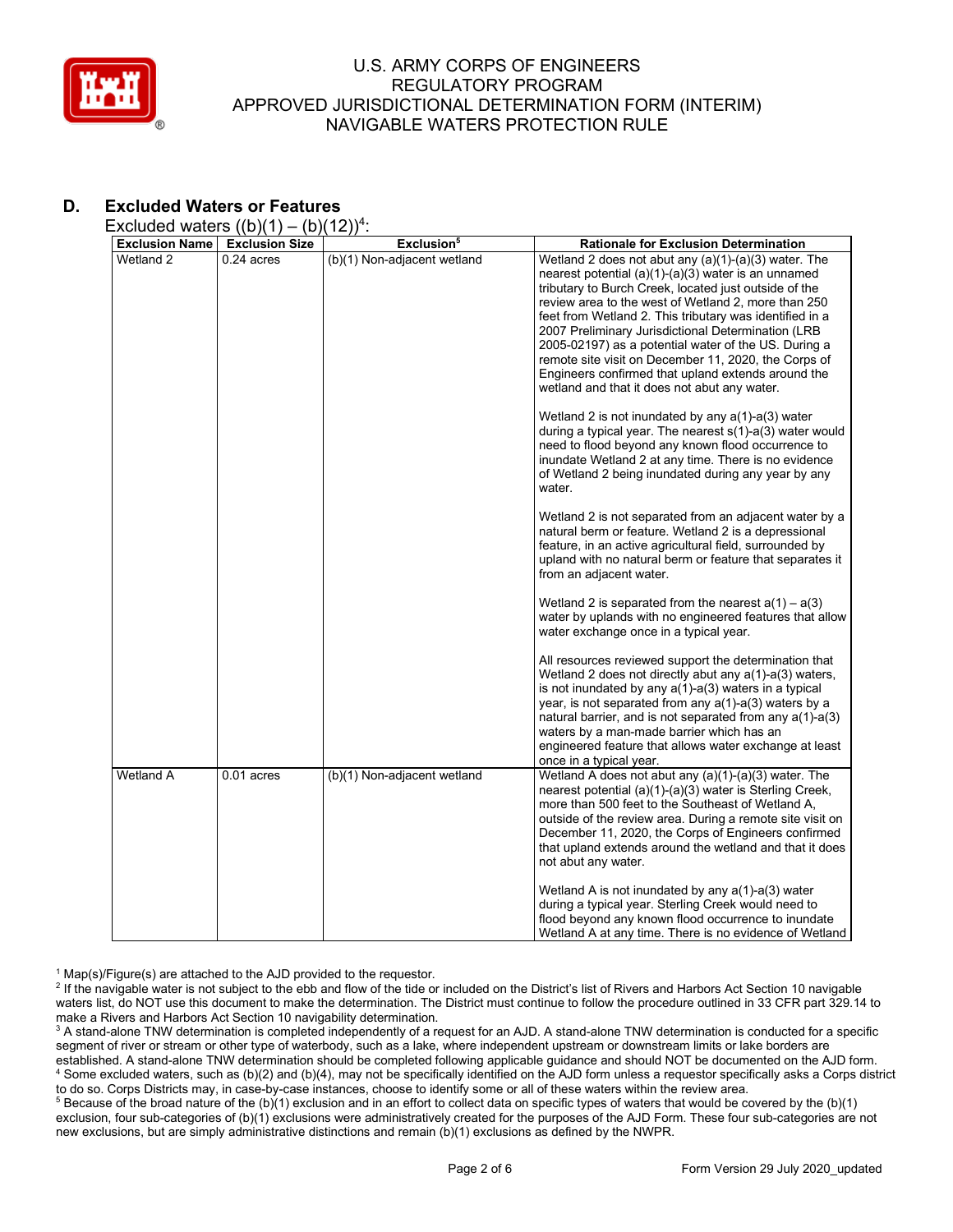## D. Excluded Waters or Features

Excluded waters ((b)(1) – (b)(12))[4]:

| Exclusion Name | Exclusion Size | Exclusion[5] | Rationale for Exclusion Determination |
|---|---|---|---|
| Wetland 2 | 0.24 acres | (b)(1) Non-adjacent wetland | Wetland 2 does not abut any (a)(1)-(a)(3) water. The nearest potential (a)(1)-(a)(3) water is an unnamed tributary to Burch Creek, located just outside of the review area to the west of Wetland 2, more than 250 feet from Wetland 2. This tributary was identified in a 2007 Preliminary Jurisdictional Determination (LRB 2005-02197) as a potential water of the US. During a remote site visit on December 11, 2020, the Corps of Engineers confirmed that upland extends around the wetland and that it does not abut any water.<br><br>Wetland 2 is not inundated by any a(1)-a(3) water during a typical year. The nearest s(1)-a(3) water would need to flood beyond any known flood occurrence to inundate Wetland 2 at any time. There is no evidence of Wetland 2 being inundated during any year by any water.<br><br>Wetland 2 is not separated from an adjacent water by a natural berm or feature. Wetland 2 is a depressional feature, in an active agricultural field, surrounded by upland with no natural berm or feature that separates it from an adjacent water.<br><br>Wetland 2 is separated from the nearest a(1) – a(3) water by uplands with no engineered features that allow water exchange once in a typical year.<br><br>All resources reviewed support the determination that Wetland 2 does not directly abut any a(1)-a(3) waters, is not inundated by any a(1)-a(3) waters in a typical year, is not separated from any a(1)-a(3) waters by a natural barrier, and is not separated from any a(1)-a(3) waters by a man-made barrier which has an engineered feature that allows water exchange at least once in a typical year. |
| Wetland A | 0.01 acres | (b)(1) Non-adjacent wetland | Wetland A does not abut any (a)(1)-(a)(3) water. The nearest potential (a)(1)-(a)(3) water is Sterling Creek, more than 500 feet to the Southeast of Wetland A, outside of the review area. During a remote site visit on December 11, 2020, the Corps of Engineers confirmed that upland extends around the wetland and that it does not abut any water.<br><br>Wetland A is not inundated by any a(1)-a(3) water during a typical year. Sterling Creek would need to flood beyond any known flood occurrence to inundate Wetland A at any time. There is no evidence of Wetland |

[1] Map(s)/Figure(s) are attached to the AJD provided to the requestor.
[2] If the navigable water is not subject to the ebb and flow of the tide or included on the District's list of Rivers and Harbors Act Section 10 navigable waters list, do NOT use this document to make the determination. The District must continue to follow the procedure outlined in 33 CFR part 329.14 to make a Rivers and Harbors Act Section 10 navigability determination.
[3] A stand-alone TNW determination is completed independently of a request for an AJD. A stand-alone TNW determination is conducted for a specific segment of river or stream or other type of waterbody, such as a lake, where independent upstream or downstream limits or lake borders are established. A stand-alone TNW determination should be completed following applicable guidance and should NOT be documented on the AJD form.
[4] Some excluded waters, such as (b)(2) and (b)(4), may not be specifically identified on the AJD form unless a requestor specifically asks a Corps district to do so. Corps Districts may, in case-by-case instances, choose to identify some or all of these waters within the review area.
[5] Because of the broad nature of the (b)(1) exclusion and in an effort to collect data on specific types of waters that would be covered by the (b)(1) exclusion, four sub-categories of (b)(1) exclusions were administratively created for the purposes of the AJD Form. These four sub-categories are not new exclusions, but are simply administrative distinctions and remain (b)(1) exclusions as defined by the NWPR.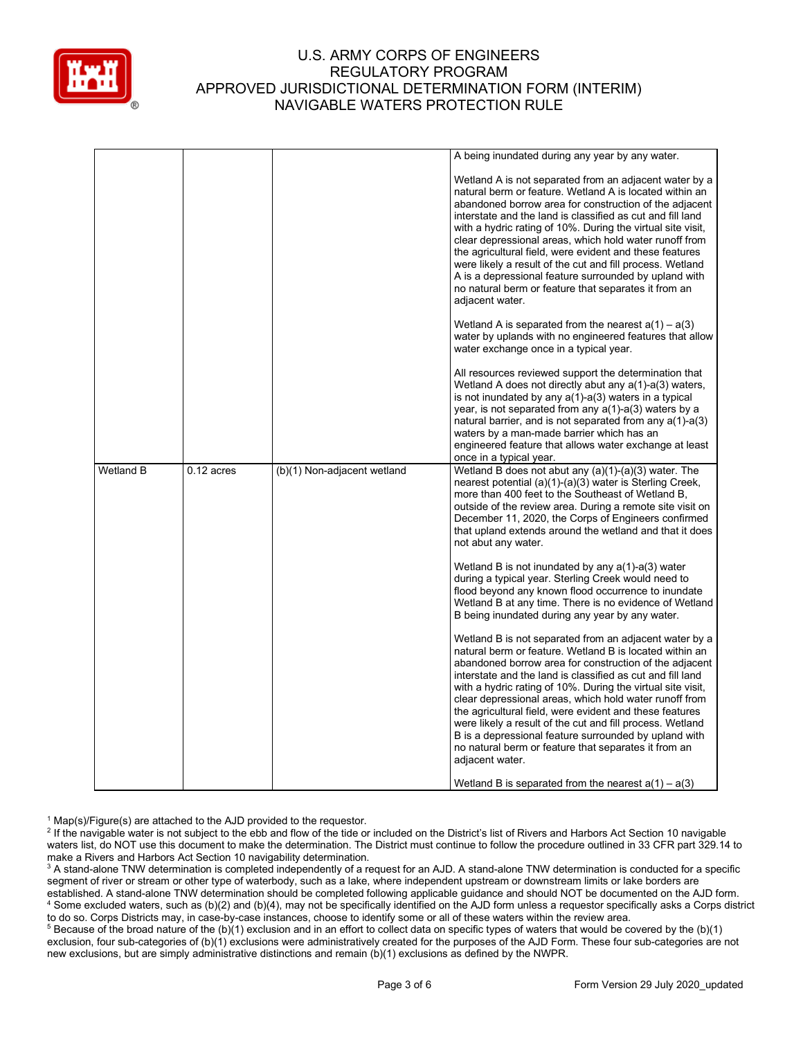| | | | A being inundated during any year by any water.<br><br>Wetland A is not separated from an adjacent water by a natural berm or feature. Wetland A is located within an abandoned borrow area for construction of the adjacent interstate and the land is classified as cut and fill land with a hydric rating of 10%. During the virtual site visit, clear depressional areas, which hold water runoff from the agricultural field, were evident and these features were likely a result of the cut and fill process. Wetland A is a depressional feature surrounded by upland with no natural berm or feature that separates it from an adjacent water.<br><br>Wetland A is separated from the nearest a(1) – a(3) water by uplands with no engineered features that allow water exchange once in a typical year.<br><br>All resources reviewed support the determination that Wetland A does not directly abut any a(1)-a(3) waters, is not inundated by any a(1)-a(3) waters in a typical year, is not separated from any a(1)-a(3) waters by a natural barrier, and is not separated from any a(1)-a(3) waters by a man-made barrier which has an engineered feature that allows water exchange at least once in a typical year. |
|---|---|---|---|
| Wetland B | 0.12 acres | (b)(1) Non-adjacent wetland | Wetland B does not abut any (a)(1)-(a)(3) water. The nearest potential (a)(1)-(a)(3) water is Sterling Creek, more than 400 feet to the Southeast of Wetland B, outside of the review area. During a remote site visit on December 11, 2020, the Corps of Engineers confirmed that upland extends around the wetland and that it does not abut any water.<br><br>Wetland B is not inundated by any a(1)-a(3) water during a typical year. Sterling Creek would need to flood beyond any known flood occurrence to inundate Wetland B at any time. There is no evidence of Wetland B being inundated during any year by any water.<br><br>Wetland B is not separated from an adjacent water by a natural berm or feature. Wetland B is located within an abandoned borrow area for construction of the adjacent interstate and the land is classified as cut and fill land with a hydric rating of 10%. During the virtual site visit, clear depressional areas, which hold water runoff from the agricultural field, were evident and these features were likely a result of the cut and fill process. Wetland B is a depressional feature surrounded by upland with no natural berm or feature that separates it from an adjacent water.<br><br>Wetland B is separated from the nearest a(1) – a(3) |

[1] Map(s)/Figure(s) are attached to the AJD provided to the requestor.

[2] If the navigable water is not subject to the ebb and flow of the tide or included on the District's list of Rivers and Harbors Act Section 10 navigable waters list, do NOT use this document to make the determination. The District must continue to follow the procedure outlined in 33 CFR part 329.14 to make a Rivers and Harbors Act Section 10 navigability determination.

[3] A stand-alone TNW determination is completed independently of a request for an AJD. A stand-alone TNW determination is conducted for a specific segment of river or stream or other type of waterbody, such as a lake, where independent upstream or downstream limits or lake borders are established. A stand-alone TNW determination should be completed following applicable guidance and should NOT be documented on the AJD form.

[4] Some excluded waters, such as (b)(2) and (b)(4), may not be specifically identified on the AJD form unless a requestor specifically asks a Corps district to do so. Corps Districts may, in case-by-case instances, choose to identify some or all of these waters within the review area.

[5] Because of the broad nature of the (b)(1) exclusion and in an effort to collect data on specific types of waters that would be covered by the (b)(1) exclusion, four sub-categories of (b)(1) exclusions were administratively created for the purposes of the AJD Form. These four sub-categories are not new exclusions, but are simply administrative distinctions and remain (b)(1) exclusions as defined by the NWPR.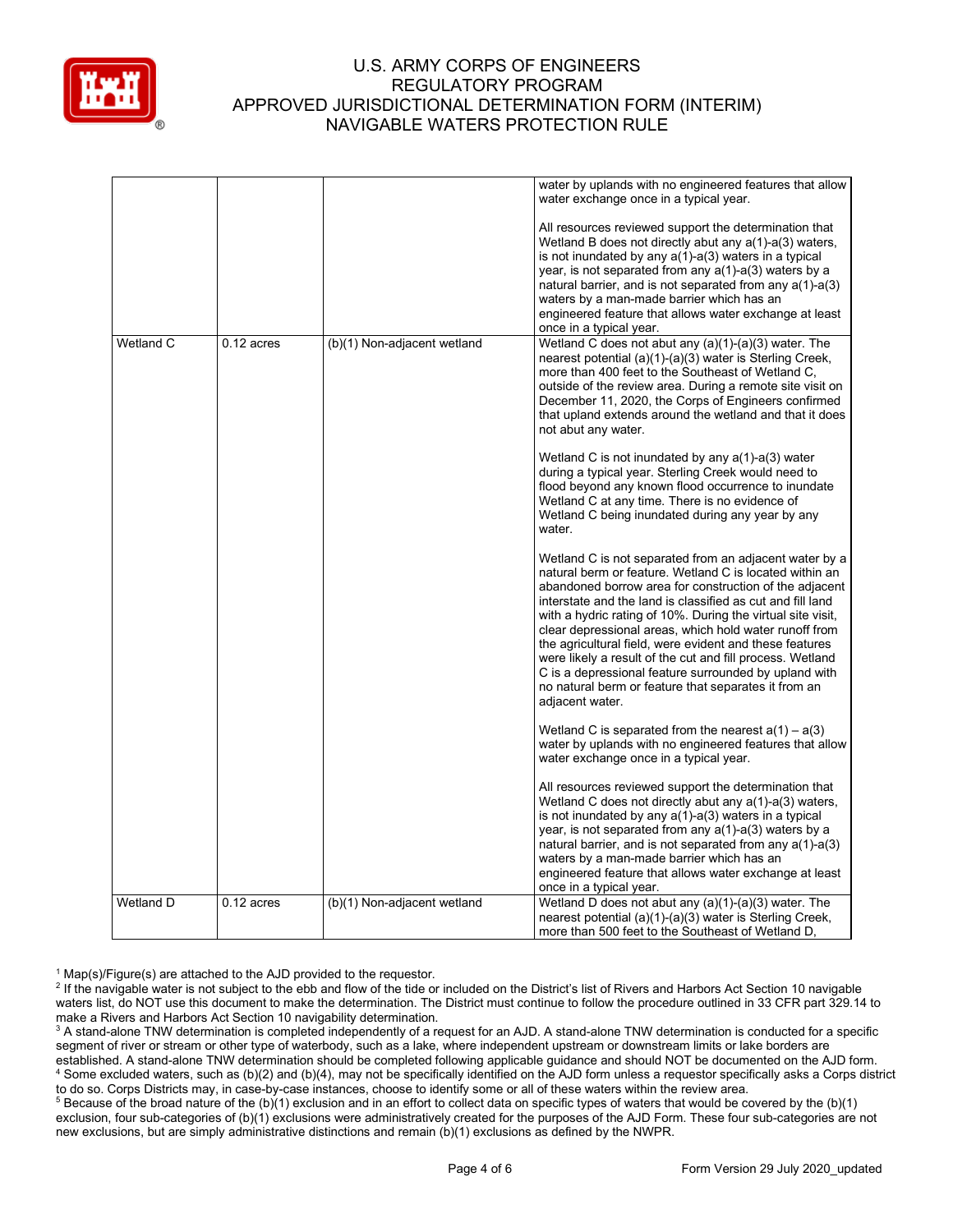| | | | |
|---|---|---|---|
| | | | water by uplands with no engineered features that allow water exchange once in a typical year.<br><br>All resources reviewed support the determination that Wetland B does not directly abut any a(1)-a(3) waters, is not inundated by any a(1)-a(3) waters in a typical year, is not separated from any a(1)-a(3) waters by a natural barrier, and is not separated from any a(1)-a(3) waters by a man-made barrier which has an engineered feature that allows water exchange at least once in a typical year. |
| Wetland C | 0.12 acres | (b)(1) Non-adjacent wetland | Wetland C does not abut any (a)(1)-(a)(3) water. The nearest potential (a)(1)-(a)(3) water is Sterling Creek, more than 400 feet to the Southeast of Wetland C, outside of the review area. During a remote site visit on December 11, 2020, the Corps of Engineers confirmed that upland extends around the wetland and that it does not abut any water.<br><br>Wetland C is not inundated by any a(1)-a(3) water during a typical year. Sterling Creek would need to flood beyond any known flood occurrence to inundate Wetland C at any time. There is no evidence of Wetland C being inundated during any year by any water.<br><br>Wetland C is not separated from an adjacent water by a natural berm or feature. Wetland C is located within an abandoned borrow area for construction of the adjacent interstate and the land is classified as cut and fill land with a hydric rating of 10%. During the virtual site visit, clear depressional areas, which hold water runoff from the agricultural field, were evident and these features were likely a result of the cut and fill process. Wetland C is a depressional feature surrounded by upland with no natural berm or feature that separates it from an adjacent water.<br><br>Wetland C is separated from the nearest a(1) – a(3) water by uplands with no engineered features that allow water exchange once in a typical year.<br><br>All resources reviewed support the determination that Wetland C does not directly abut any a(1)-a(3) waters, is not inundated by any a(1)-a(3) waters in a typical year, is not separated from any a(1)-a(3) waters by a natural barrier, and is not separated from any a(1)-a(3) waters by a man-made barrier which has an engineered feature that allows water exchange at least once in a typical year. |
| Wetland D | 0.12 acres | (b)(1) Non-adjacent wetland | Wetland D does not abut any (a)(1)-(a)(3) water. The nearest potential (a)(1)-(a)(3) water is Sterling Creek, more than 500 feet to the Southeast of Wetland D, |

[1] Map(s)/Figure(s) are attached to the AJD provided to the requestor.

[2] If the navigable water is not subject to the ebb and flow of the tide or included on the District's list of Rivers and Harbors Act Section 10 navigable waters list, do NOT use this document to make the determination. The District must continue to follow the procedure outlined in 33 CFR part 329.14 to make a Rivers and Harbors Act Section 10 navigability determination.

[3] A stand-alone TNW determination is completed independently of a request for an AJD. A stand-alone TNW determination is conducted for a specific segment of river or stream or other type of waterbody, such as a lake, where independent upstream or downstream limits or lake borders are established. A stand-alone TNW determination should be completed following applicable guidance and should NOT be documented on the AJD form.

[4] Some excluded waters, such as (b)(2) and (b)(4), may not be specifically identified on the AJD form unless a requestor specifically asks a Corps district to do so. Corps Districts may, in case-by-case instances, choose to identify some or all of these waters within the review area.

[5] Because of the broad nature of the (b)(1) exclusion and in an effort to collect data on specific types of waters that would be covered by the (b)(1) exclusion, four sub-categories of (b)(1) exclusions were administratively created for the purposes of the AJD Form. These four sub-categories are not new exclusions, but are simply administrative distinctions and remain (b)(1) exclusions as defined by the NWPR.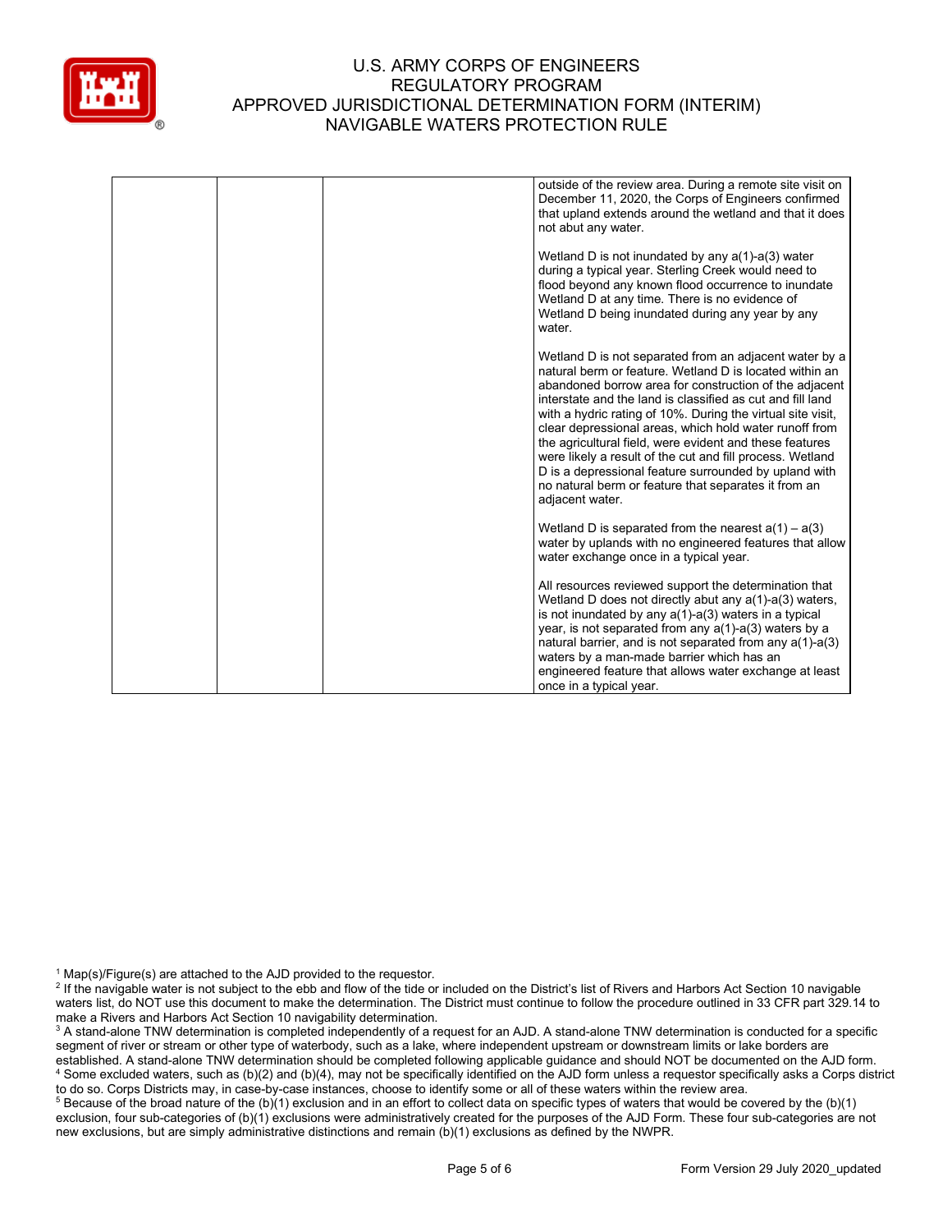# U.S. ARMY CORPS OF ENGINEERS
# REGULATORY PROGRAM
# APPROVED JURISDICTIONAL DETERMINATION FORM (INTERIM)
# NAVIGABLE WATERS PROTECTION RULE

| | | | |
|---|---|---|---|
| | | | outside of the review area. During a remote site visit on December 11, 2020, the Corps of Engineers confirmed that upland extends around the wetland and that it does not abut any water.<br><br>Wetland D is not inundated by any a(1)-a(3) water during a typical year. Sterling Creek would need to flood beyond any known flood occurrence to inundate Wetland D at any time. There is no evidence of Wetland D being inundated during any year by any water.<br><br>Wetland D is not separated from an adjacent water by a natural berm or feature. Wetland D is located within an abandoned borrow area for construction of the adjacent interstate and the land is classified as cut and fill land with a hydric rating of 10%. During the virtual site visit, clear depressional areas, which hold water runoff from the agricultural field, were evident and these features were likely a result of the cut and fill process. Wetland D is a depressional feature surrounded by upland with no natural berm or feature that separates it from an adjacent water.<br><br>Wetland D is separated from the nearest a(1) – a(3) water by uplands with no engineered features that allow water exchange once in a typical year.<br><br>All resources reviewed support the determination that Wetland D does not directly abut any a(1)-a(3) waters, is not inundated by any a(1)-a(3) waters in a typical year, is not separated from any a(1)-a(3) waters by a natural barrier, and is not separated from any a(1)-a(3) waters by a man-made barrier which has an engineered feature that allows water exchange at least once in a typical year. |

[1] Map(s)/Figure(s) are attached to the AJD provided to the requestor.
[2] If the navigable water is not subject to the ebb and flow of the tide or included on the District's list of Rivers and Harbors Act Section 10 navigable waters list, do NOT use this document to make the determination. The District must continue to follow the procedure outlined in 33 CFR part 329.14 to make a Rivers and Harbors Act Section 10 navigability determination.
[3] A stand-alone TNW determination is completed independently of a request for an AJD. A stand-alone TNW determination is conducted for a specific segment of river or stream or other type of waterbody, such as a lake, where independent upstream or downstream limits or lake borders are established. A stand-alone TNW determination should be completed following applicable guidance and should NOT be documented on the AJD form.
[4] Some excluded waters, such as (b)(2) and (b)(4), may not be specifically identified on the AJD form unless a requestor specifically asks a Corps district to do so. Corps Districts may, in case-by-case instances, choose to identify some or all of these waters within the review area.
[5] Because of the broad nature of the (b)(1) exclusion and in an effort to collect data on specific types of waters that would be covered by the (b)(1) exclusion, four sub-categories of (b)(1) exclusions were administratively created for the purposes of the AJD Form. These four sub-categories are not new exclusions, but are simply administrative distinctions and remain (b)(1) exclusions as defined by the NWPR.

Form Version 29 July 2020_updated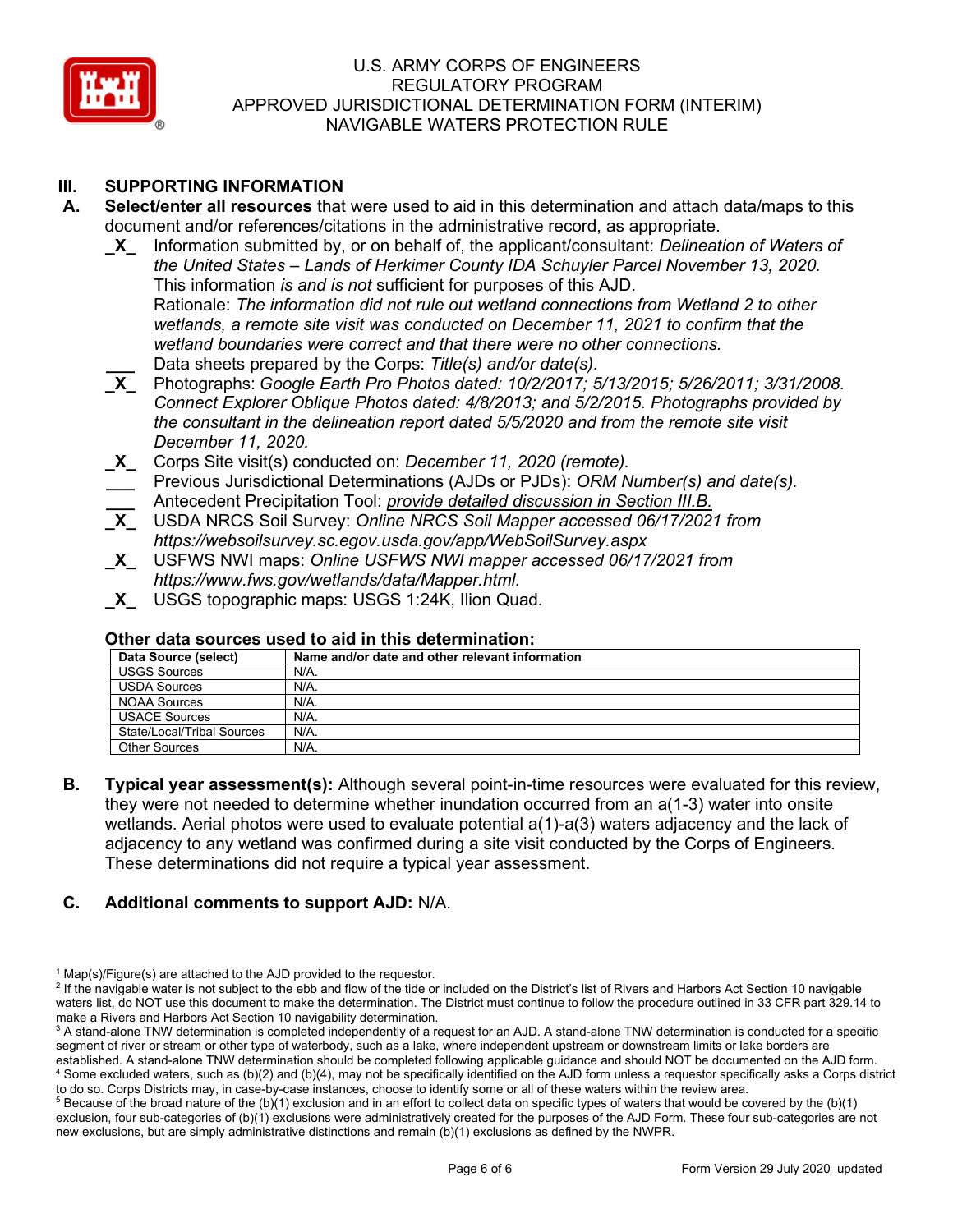## III. SUPPORTING INFORMATION

**A. Select/enter all resources** that were used to aid in this determination and attach data/maps to this document and/or references/citations in the administrative record, as appropriate.

_X_ Information submitted by, or on behalf of, the applicant/consultant: *Delineation of Waters of the United States – Lands of Herkimer County IDA Schuyler Parcel November 13, 2020.* This information *is and is not* sufficient for purposes of this AJD.
Rationale: *The information did not rule out wetland connections from Wetland 2 to other wetlands, a remote site visit was conducted on December 11, 2021 to confirm that the wetland boundaries were correct and that there were no other connections.*

___ Data sheets prepared by the Corps: *Title(s) and/or date(s).*

_X_ Photographs: *Google Earth Pro Photos dated: 10/2/2017; 5/13/2015; 5/26/2011; 3/31/2008. Connect Explorer Oblique Photos dated: 4/8/2013; and 5/2/2015. Photographs provided by the consultant in the delineation report dated 5/5/2020 and from the remote site visit December 11, 2020.*

_X_ Corps Site visit(s) conducted on: *December 11, 2020 (remote).*

___ Previous Jurisdictional Determinations (AJDs or PJDs): *ORM Number(s) and date(s).*

___ Antecedent Precipitation Tool: *provide detailed discussion in Section III.B.*

_X_ USDA NRCS Soil Survey: *Online NRCS Soil Mapper accessed 06/17/2021 from https://websoilsurvey.sc.egov.usda.gov/app/WebSoilSurvey.aspx*

_X_ USFWS NWI maps: *Online USFWS NWI mapper accessed 06/17/2021 from https://www.fws.gov/wetlands/data/Mapper.html.*

_X_ USGS topographic maps: USGS 1:24K, Ilion Quad*.*

**Other data sources used to aid in this determination:**

| Data Source (select) | Name and/or date and other relevant information |
|---|---|
| USGS Sources | N/A. |
| USDA Sources | N/A. |
| NOAA Sources | N/A. |
| USACE Sources | N/A. |
| State/Local/Tribal Sources | N/A. |
| Other Sources | N/A. |

**B. Typical year assessment(s):** Although several point-in-time resources were evaluated for this review, they were not needed to determine whether inundation occurred from an a(1-3) water into onsite wetlands. Aerial photos were used to evaluate potential a(1)-a(3) waters adjacency and the lack of adjacency to any wetland was confirmed during a site visit conducted by the Corps of Engineers. These determinations did not require a typical year assessment.

**C. Additional comments to support AJD:** N/A.

[1] Map(s)/Figure(s) are attached to the AJD provided to the requestor.

[2] If the navigable water is not subject to the ebb and flow of the tide or included on the District's list of Rivers and Harbors Act Section 10 navigable waters list, do NOT use this document to make the determination. The District must continue to follow the procedure outlined in 33 CFR part 329.14 to make a Rivers and Harbors Act Section 10 navigability determination.

[3] A stand-alone TNW determination is completed independently of a request for an AJD. A stand-alone TNW determination is conducted for a specific segment of river or stream or other type of waterbody, such as a lake, where independent upstream or downstream limits or lake borders are established. A stand-alone TNW determination should be completed following applicable guidance and should NOT be documented on the AJD form.

[4] Some excluded waters, such as (b)(2) and (b)(4), may not be specifically identified on the AJD form unless a requestor specifically asks a Corps district to do so. Corps Districts may, in case-by-case instances, choose to identify some or all of these waters within the review area.

[5] Because of the broad nature of the (b)(1) exclusion and in an effort to collect data on specific types of waters that would be covered by the (b)(1) exclusion, four sub-categories of (b)(1) exclusions were administratively created for the purposes of the AJD Form. These four sub-categories are not new exclusions, but are simply administrative distinctions and remain (b)(1) exclusions as defined by the NWPR.